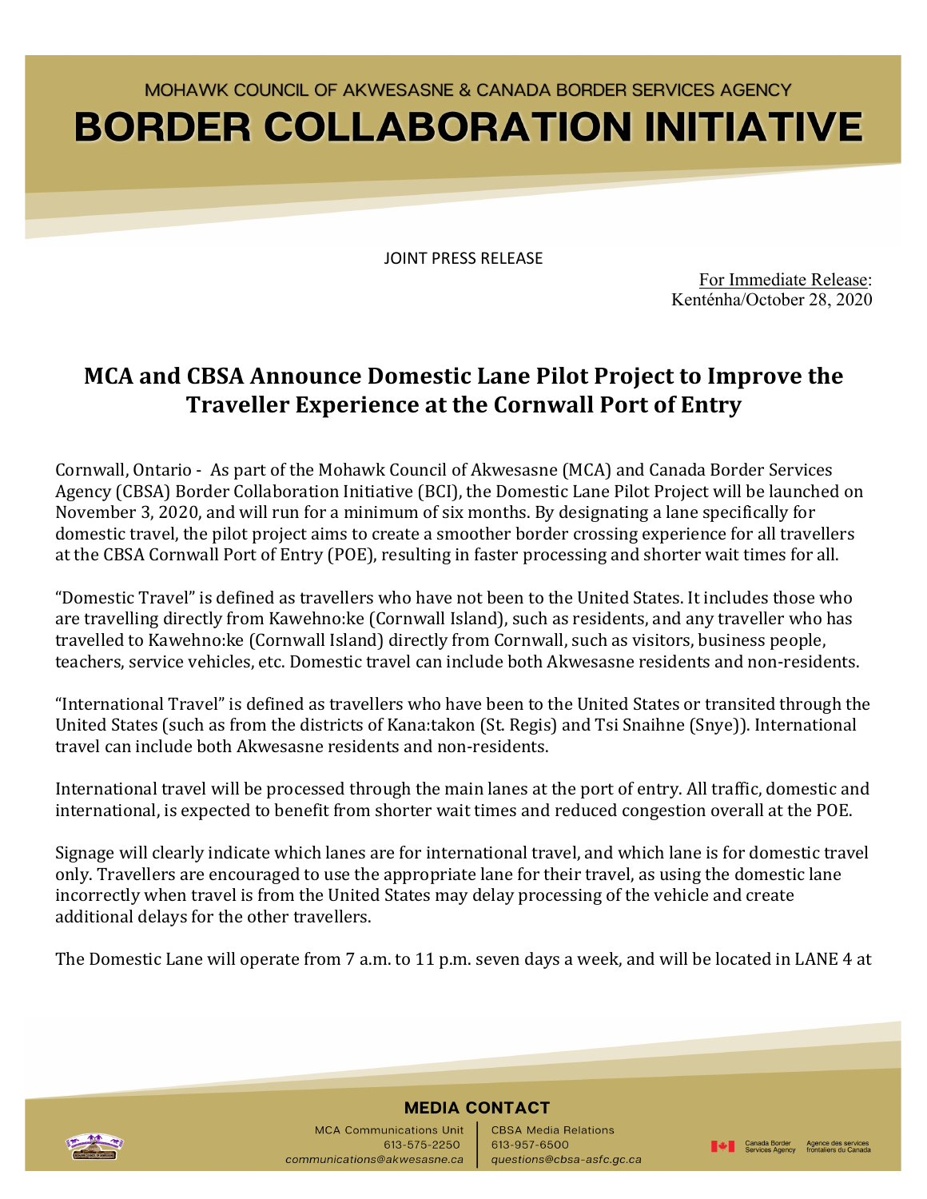MOHAWK COUNCIL OF AKWESASNE & CANADA BORDER SERVICES AGENCY

# BORDER COLLABORATION INITIATIVE

JOINT PRESS RELEASE

For Immediate Release:
Kenténha/October 28, 2020

## MCA and CBSA Announce Domestic Lane Pilot Project to Improve the Traveller Experience at the Cornwall Port of Entry

Cornwall, Ontario - As part of the Mohawk Council of Akwesasne (MCA) and Canada Border Services Agency (CBSA) Border Collaboration Initiative (BCI), the Domestic Lane Pilot Project will be launched on November 3, 2020, and will run for a minimum of six months. By designating a lane specifically for domestic travel, the pilot project aims to create a smoother border crossing experience for all travellers at the CBSA Cornwall Port of Entry (POE), resulting in faster processing and shorter wait times for all.

"Domestic Travel" is defined as travellers who have not been to the United States. It includes those who are travelling directly from Kawehno:ke (Cornwall Island), such as residents, and any traveller who has travelled to Kawehno:ke (Cornwall Island) directly from Cornwall, such as visitors, business people, teachers, service vehicles, etc. Domestic travel can include both Akwesasne residents and non-residents.

"International Travel" is defined as travellers who have been to the United States or transited through the United States (such as from the districts of Kana:takon (St. Regis) and Tsi Snaihne (Snye)). International travel can include both Akwesasne residents and non-residents.

International travel will be processed through the main lanes at the port of entry. All traffic, domestic and international, is expected to benefit from shorter wait times and reduced congestion overall at the POE.

Signage will clearly indicate which lanes are for international travel, and which lane is for domestic travel only. Travellers are encouraged to use the appropriate lane for their travel, as using the domestic lane incorrectly when travel is from the United States may delay processing of the vehicle and create additional delays for the other travellers.

The Domestic Lane will operate from 7 a.m. to 11 p.m. seven days a week, and will be located in LANE 4 at

**MEDIA CONTACT**

MCA Communications Unit
613-575-2250
communications@akwesasne.ca

CBSA Media Relations
613-957-6500
questions@cbsa-asfc.gc.ca

Canada Border Services Agency / Agence des services frontaliers du Canada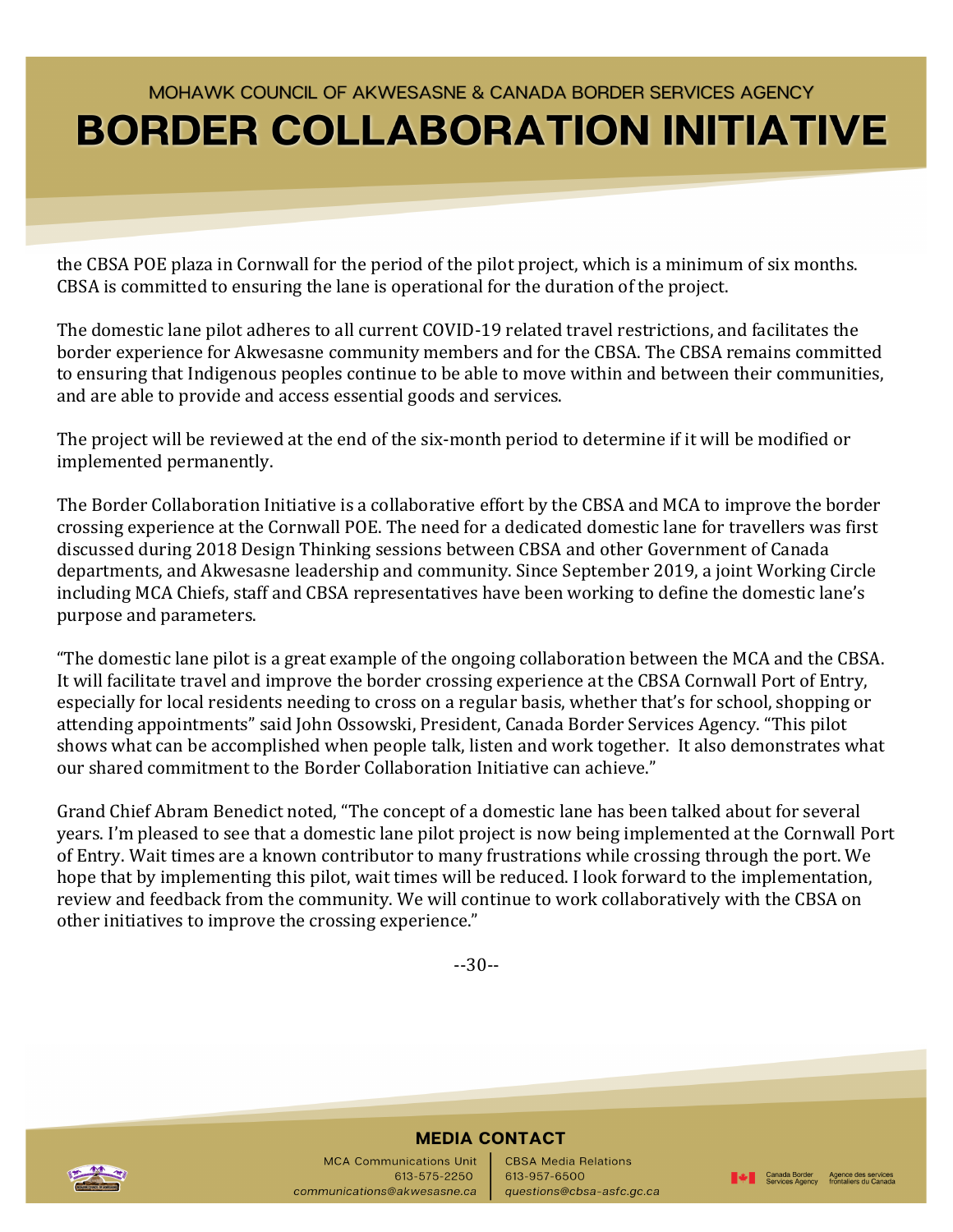the CBSA POE plaza in Cornwall for the period of the pilot project, which is a minimum of six months. CBSA is committed to ensuring the lane is operational for the duration of the project.

The domestic lane pilot adheres to all current COVID-19 related travel restrictions, and facilitates the border experience for Akwesasne community members and for the CBSA. The CBSA remains committed to ensuring that Indigenous peoples continue to be able to move within and between their communities, and are able to provide and access essential goods and services.

The project will be reviewed at the end of the six-month period to determine if it will be modified or implemented permanently.

The Border Collaboration Initiative is a collaborative effort by the CBSA and MCA to improve the border crossing experience at the Cornwall POE. The need for a dedicated domestic lane for travellers was first discussed during 2018 Design Thinking sessions between CBSA and other Government of Canada departments, and Akwesasne leadership and community. Since September 2019, a joint Working Circle including MCA Chiefs, staff and CBSA representatives have been working to define the domestic lane's purpose and parameters.

"The domestic lane pilot is a great example of the ongoing collaboration between the MCA and the CBSA. It will facilitate travel and improve the border crossing experience at the CBSA Cornwall Port of Entry, especially for local residents needing to cross on a regular basis, whether that's for school, shopping or attending appointments" said John Ossowski, President, Canada Border Services Agency. "This pilot shows what can be accomplished when people talk, listen and work together. It also demonstrates what our shared commitment to the Border Collaboration Initiative can achieve."

Grand Chief Abram Benedict noted, "The concept of a domestic lane has been talked about for several years. I'm pleased to see that a domestic lane pilot project is now being implemented at the Cornwall Port of Entry. Wait times are a known contributor to many frustrations while crossing through the port. We hope that by implementing this pilot, wait times will be reduced. I look forward to the implementation, review and feedback from the community. We will continue to work collaboratively with the CBSA on other initiatives to improve the crossing experience."

--30--

**MEDIA CONTACT**

MCA Communications Unit
613-575-2250
*communications@akwesasne.ca*

CBSA Media Relations
613-957-6500
*questions@cbsa-asfc.gc.ca*